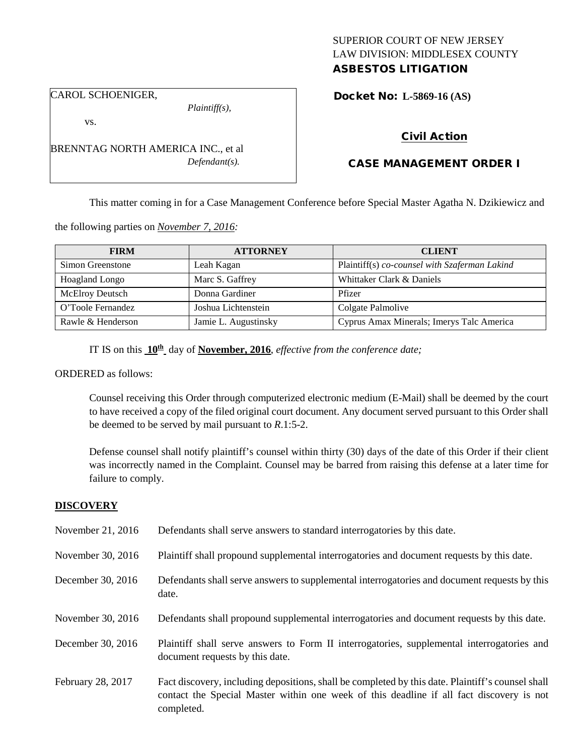SUPERIOR COURT OF NEW JERSEY
LAW DIVISION: MIDDLESEX COUNTY
**ASBESTOS LITIGATION**

CAROL SCHOENIGER,
*Plaintiff(s),*

vs.

BRENNTAG NORTH AMERICA INC., et al
*Defendant(s).*

**Docket No: L-5869-16 (AS)**

**Civil Action**

**CASE MANAGEMENT ORDER I**

This matter coming in for a Case Management Conference before Special Master Agatha N. Dzikiewicz and the following parties on *November 7, 2016:*

| FIRM | ATTORNEY | CLIENT |
|---|---|---|
| Simon Greenstone | Leah Kagan | Plaintiff(s) *co-counsel with Szaferman Lakind* |
| Hoagland Longo | Marc S. Gaffrey | Whittaker Clark & Daniels |
| McElroy Deutsch | Donna Gardiner | Pfizer |
| O'Toole Fernandez | Joshua Lichtenstein | Colgate Palmolive |
| Rawle & Henderson | Jamie L. Augustinsky | Cyprus Amax Minerals; Imerys Talc America |

IT IS on this **10th** day of **November, 2016**, *effective from the conference date;*

ORDERED as follows:

Counsel receiving this Order through computerized electronic medium (E-Mail) shall be deemed by the court to have received a copy of the filed original court document. Any document served pursuant to this Order shall be deemed to be served by mail pursuant to *R*.1:5-2.

Defense counsel shall notify plaintiff's counsel within thirty (30) days of the date of this Order if their client was incorrectly named in the Complaint. Counsel may be barred from raising this defense at a later time for failure to comply.

## DISCOVERY

| | |
|---|---|
| November 21, 2016 | Defendants shall serve answers to standard interrogatories by this date. |
| November 30, 2016 | Plaintiff shall propound supplemental interrogatories and document requests by this date. |
| December 30, 2016 | Defendants shall serve answers to supplemental interrogatories and document requests by this date. |
| November 30, 2016 | Defendants shall propound supplemental interrogatories and document requests by this date. |
| December 30, 2016 | Plaintiff shall serve answers to Form II interrogatories, supplemental interrogatories and document requests by this date. |
| February 28, 2017 | Fact discovery, including depositions, shall be completed by this date. Plaintiff's counsel shall contact the Special Master within one week of this deadline if all fact discovery is not completed. |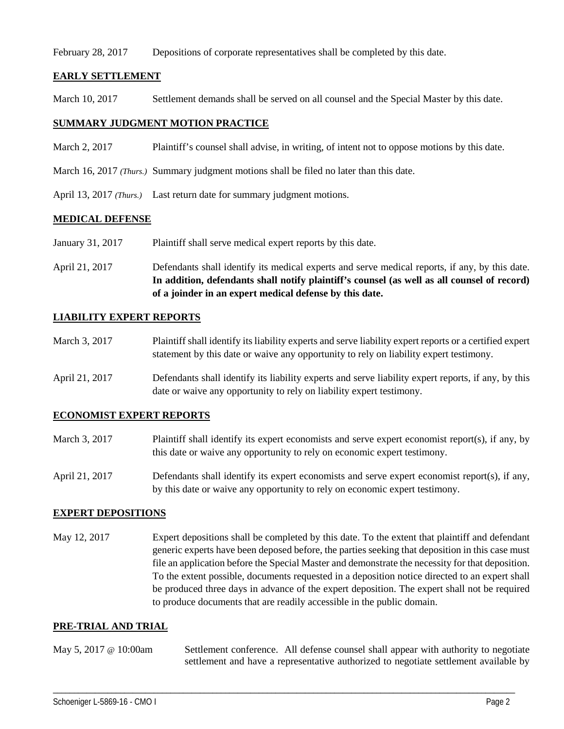February 28, 2017 Depositions of corporate representatives shall be completed by this date.

## EARLY SETTLEMENT

March 10, 2017 Settlement demands shall be served on all counsel and the Special Master by this date.

## SUMMARY JUDGMENT MOTION PRACTICE

March 2, 2017 Plaintiff's counsel shall advise, in writing, of intent not to oppose motions by this date.

March 16, 2017 *(Thurs.)* Summary judgment motions shall be filed no later than this date.

April 13, 2017 *(Thurs.)* Last return date for summary judgment motions.

## MEDICAL DEFENSE

January 31, 2017 Plaintiff shall serve medical expert reports by this date.

April 21, 2017 Defendants shall identify its medical experts and serve medical reports, if any, by this date. **In addition, defendants shall notify plaintiff's counsel (as well as all counsel of record) of a joinder in an expert medical defense by this date.**

## LIABILITY EXPERT REPORTS

March 3, 2017 Plaintiff shall identify its liability experts and serve liability expert reports or a certified expert statement by this date or waive any opportunity to rely on liability expert testimony.

April 21, 2017 Defendants shall identify its liability experts and serve liability expert reports, if any, by this date or waive any opportunity to rely on liability expert testimony.

## ECONOMIST EXPERT REPORTS

March 3, 2017 Plaintiff shall identify its expert economists and serve expert economist report(s), if any, by this date or waive any opportunity to rely on economic expert testimony.

April 21, 2017 Defendants shall identify its expert economists and serve expert economist report(s), if any, by this date or waive any opportunity to rely on economic expert testimony.

## EXPERT DEPOSITIONS

May 12, 2017 Expert depositions shall be completed by this date. To the extent that plaintiff and defendant generic experts have been deposed before, the parties seeking that deposition in this case must file an application before the Special Master and demonstrate the necessity for that deposition. To the extent possible, documents requested in a deposition notice directed to an expert shall be produced three days in advance of the expert deposition. The expert shall not be required to produce documents that are readily accessible in the public domain.

## PRE-TRIAL AND TRIAL

May 5, 2017 @ 10:00am Settlement conference. All defense counsel shall appear with authority to negotiate settlement and have a representative authorized to negotiate settlement available by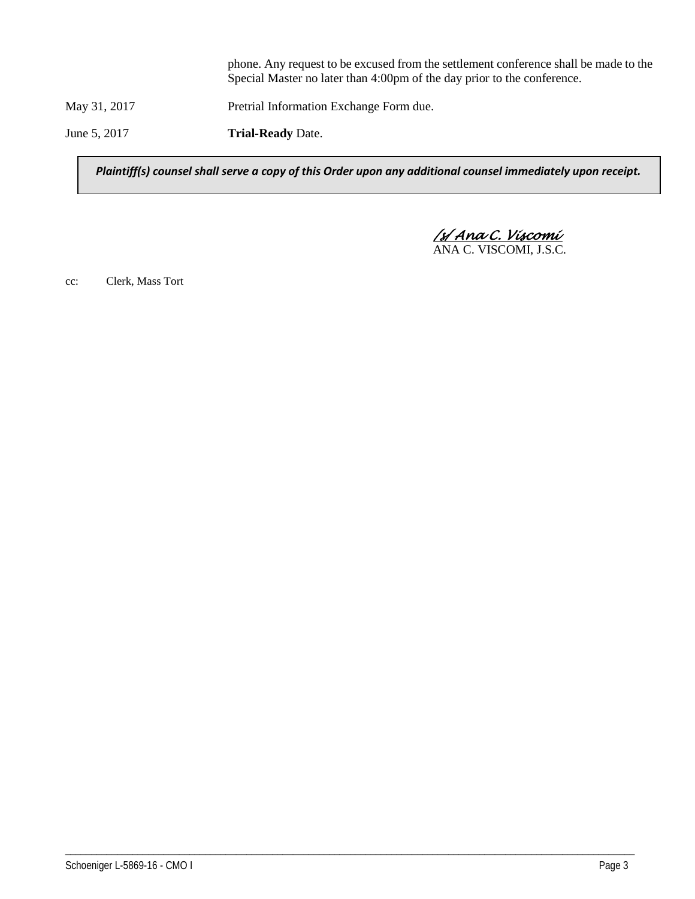| | |
|---|---|
| | phone. Any request to be excused from the settlement conference shall be made to the Special Master no later than 4:00pm of the day prior to the conference. |
| May 31, 2017 | Pretrial Information Exchange Form due. |
| June 5, 2017 | **Trial-Ready** Date. |

***Plaintiff(s) counsel shall serve a copy of this Order upon any additional counsel immediately upon receipt.***

*/s/ Ana C. Viscomi*
ANA C. VISCOMI, J.S.C.

cc: Clerk, Mass Tort